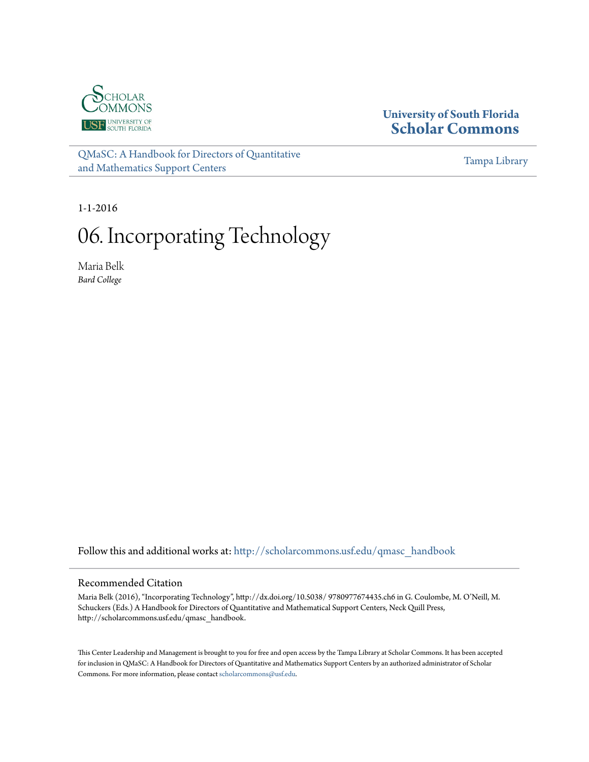University of South Florida
Scholar Commons

QMaSC: A Handbook for Directors of Quantitative and Mathematics Support Centers

Tampa Library

1-1-2016

# 06. Incorporating Technology

Maria Belk
*Bard College*

Follow this and additional works at: http://scholarcommons.usf.edu/qmasc_handbook

## Recommended Citation

Maria Belk (2016), "Incorporating Technology", http://dx.doi.org/10.5038/ 9780977674435.ch6 in G. Coulombe, M. O'Neill, M. Schuckers (Eds.) A Handbook for Directors of Quantitative and Mathematical Support Centers, Neck Quill Press, http://scholarcommons.usf.edu/qmasc_handbook.

This Center Leadership and Management is brought to you for free and open access by the Tampa Library at Scholar Commons. It has been accepted for inclusion in QMaSC: A Handbook for Directors of Quantitative and Mathematics Support Centers by an authorized administrator of Scholar Commons. For more information, please contact scholarcommons@usf.edu.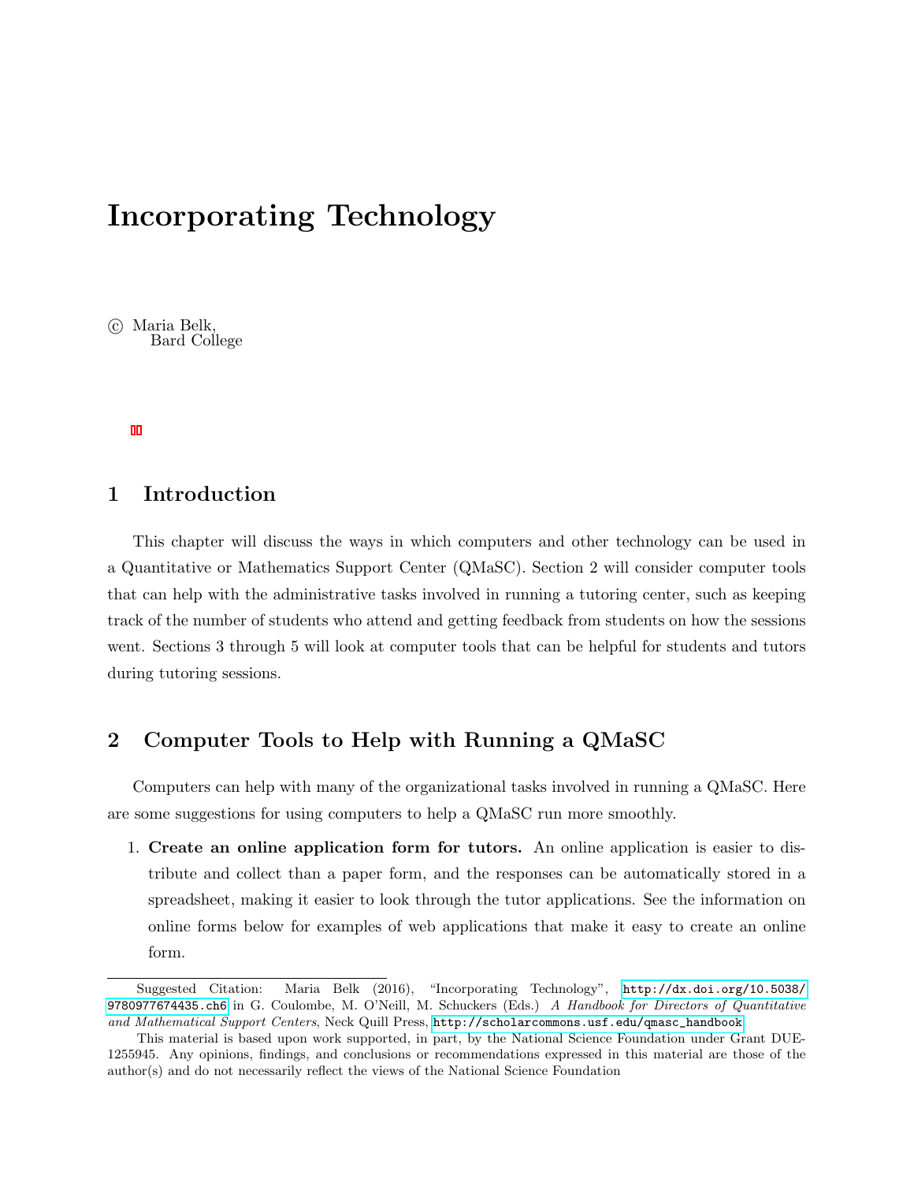# Incorporating Technology

© Maria Belk,
Bard College

## 1 Introduction

This chapter will discuss the ways in which computers and other technology can be used in a Quantitative or Mathematics Support Center (QMaSC). Section 2 will consider computer tools that can help with the administrative tasks involved in running a tutoring center, such as keeping track of the number of students who attend and getting feedback from students on how the sessions went. Sections 3 through 5 will look at computer tools that can be helpful for students and tutors during tutoring sessions.

## 2 Computer Tools to Help with Running a QMaSC

Computers can help with many of the organizational tasks involved in running a QMaSC. Here are some suggestions for using computers to help a QMaSC run more smoothly.

1. **Create an online application form for tutors.** An online application is easier to distribute and collect than a paper form, and the responses can be automatically stored in a spreadsheet, making it easier to look through the tutor applications. See the information on online forms below for examples of web applications that make it easy to create an online form.

---

Suggested Citation: Maria Belk (2016), "Incorporating Technology", http://dx.doi.org/10.5038/9780977674435.ch6 in G. Coulombe, M. O'Neill, M. Schuckers (Eds.) *A Handbook for Directors of Quantitative and Mathematical Support Centers*, Neck Quill Press, http://scholarcommons.usf.edu/qmasc_handbook

This material is based upon work supported, in part, by the National Science Foundation under Grant DUE-1255945. Any opinions, findings, and conclusions or recommendations expressed in this material are those of the author(s) and do not necessarily reflect the views of the National Science Foundation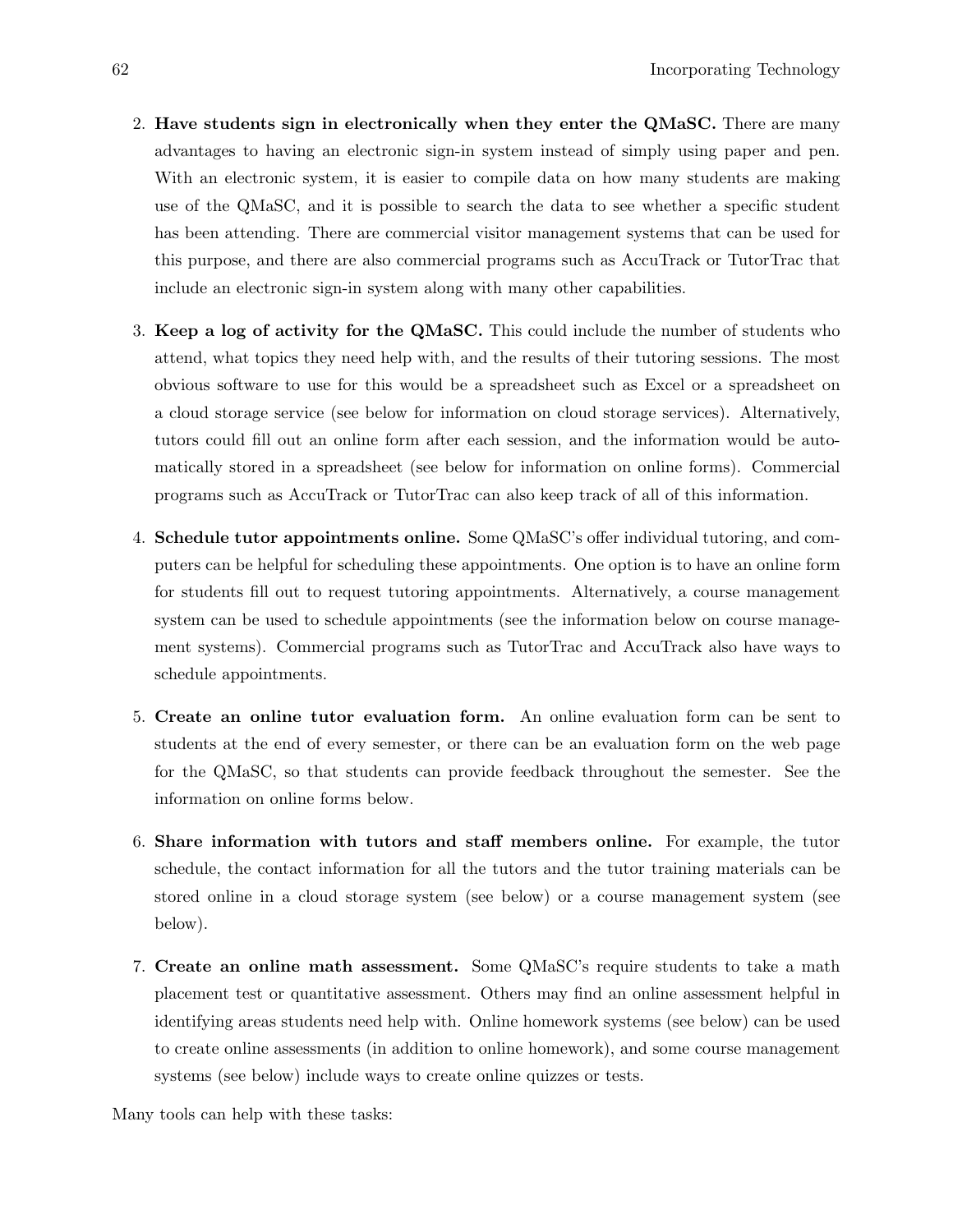2. **Have students sign in electronically when they enter the QMaSC.** There are many advantages to having an electronic sign-in system instead of simply using paper and pen. With an electronic system, it is easier to compile data on how many students are making use of the QMaSC, and it is possible to search the data to see whether a specific student has been attending. There are commercial visitor management systems that can be used for this purpose, and there are also commercial programs such as AccuTrack or TutorTrac that include an electronic sign-in system along with many other capabilities.

3. **Keep a log of activity for the QMaSC.** This could include the number of students who attend, what topics they need help with, and the results of their tutoring sessions. The most obvious software to use for this would be a spreadsheet such as Excel or a spreadsheet on a cloud storage service (see below for information on cloud storage services). Alternatively, tutors could fill out an online form after each session, and the information would be automatically stored in a spreadsheet (see below for information on online forms). Commercial programs such as AccuTrack or TutorTrac can also keep track of all of this information.

4. **Schedule tutor appointments online.** Some QMaSC's offer individual tutoring, and computers can be helpful for scheduling these appointments. One option is to have an online form for students fill out to request tutoring appointments. Alternatively, a course management system can be used to schedule appointments (see the information below on course management systems). Commercial programs such as TutorTrac and AccuTrack also have ways to schedule appointments.

5. **Create an online tutor evaluation form.** An online evaluation form can be sent to students at the end of every semester, or there can be an evaluation form on the web page for the QMaSC, so that students can provide feedback throughout the semester. See the information on online forms below.

6. **Share information with tutors and staff members online.** For example, the tutor schedule, the contact information for all the tutors and the tutor training materials can be stored online in a cloud storage system (see below) or a course management system (see below).

7. **Create an online math assessment.** Some QMaSC's require students to take a math placement test or quantitative assessment. Others may find an online assessment helpful in identifying areas students need help with. Online homework systems (see below) can be used to create online assessments (in addition to online homework), and some course management systems (see below) include ways to create online quizzes or tests.

Many tools can help with these tasks: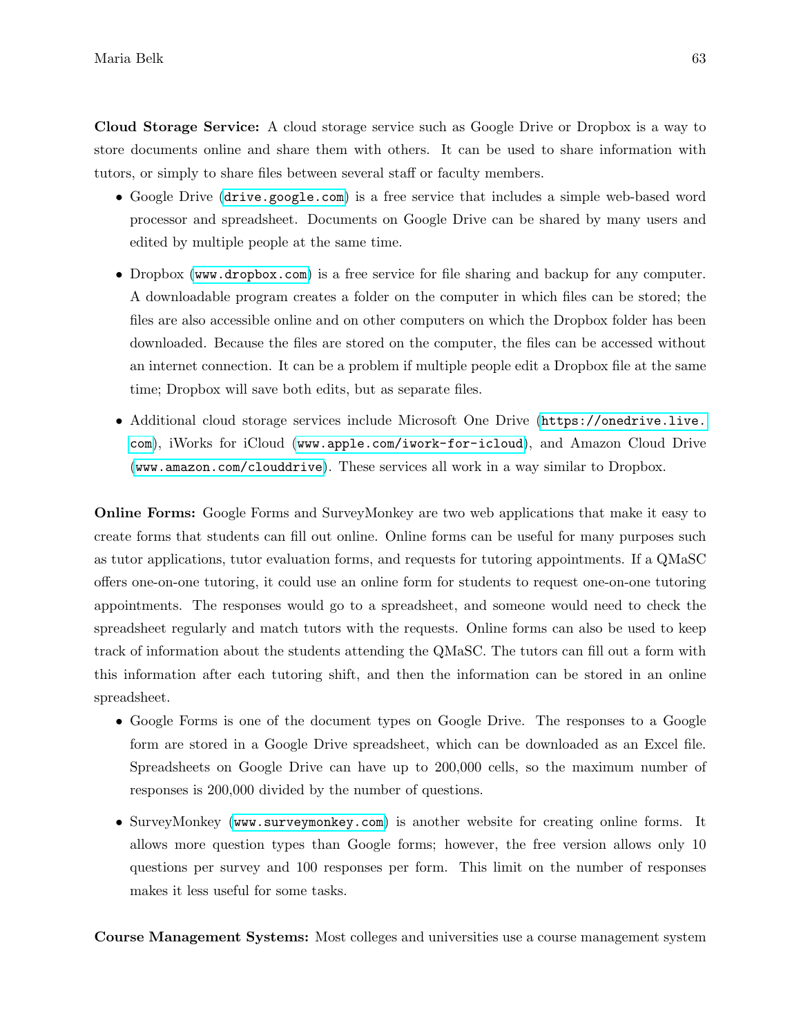**Cloud Storage Service:** A cloud storage service such as Google Drive or Dropbox is a way to store documents online and share them with others. It can be used to share information with tutors, or simply to share files between several staff or faculty members.

- Google Drive (`drive.google.com`) is a free service that includes a simple web-based word processor and spreadsheet. Documents on Google Drive can be shared by many users and edited by multiple people at the same time.

- Dropbox (`www.dropbox.com`) is a free service for file sharing and backup for any computer. A downloadable program creates a folder on the computer in which files can be stored; the files are also accessible online and on other computers on which the Dropbox folder has been downloaded. Because the files are stored on the computer, the files can be accessed without an internet connection. It can be a problem if multiple people edit a Dropbox file at the same time; Dropbox will save both edits, but as separate files.

- Additional cloud storage services include Microsoft One Drive (`https://onedrive.live.com`), iWorks for iCloud (`www.apple.com/iwork-for-icloud`), and Amazon Cloud Drive (`www.amazon.com/clouddrive`). These services all work in a way similar to Dropbox.

**Online Forms:** Google Forms and SurveyMonkey are two web applications that make it easy to create forms that students can fill out online. Online forms can be useful for many purposes such as tutor applications, tutor evaluation forms, and requests for tutoring appointments. If a QMaSC offers one-on-one tutoring, it could use an online form for students to request one-on-one tutoring appointments. The responses would go to a spreadsheet, and someone would need to check the spreadsheet regularly and match tutors with the requests. Online forms can also be used to keep track of information about the students attending the QMaSC. The tutors can fill out a form with this information after each tutoring shift, and then the information can be stored in an online spreadsheet.

- Google Forms is one of the document types on Google Drive. The responses to a Google form are stored in a Google Drive spreadsheet, which can be downloaded as an Excel file. Spreadsheets on Google Drive can have up to 200,000 cells, so the maximum number of responses is 200,000 divided by the number of questions.

- SurveyMonkey (`www.surveymonkey.com`) is another website for creating online forms. It allows more question types than Google forms; however, the free version allows only 10 questions per survey and 100 responses per form. This limit on the number of responses makes it less useful for some tasks.

**Course Management Systems:** Most colleges and universities use a course management system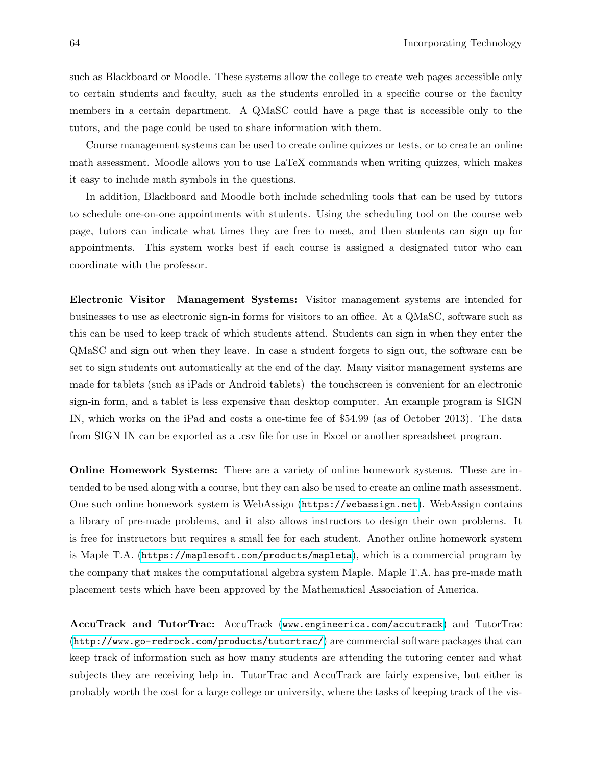such as Blackboard or Moodle. These systems allow the college to create web pages accessible only to certain students and faculty, such as the students enrolled in a specific course or the faculty members in a certain department. A QMaSC could have a page that is accessible only to the tutors, and the page could be used to share information with them.

Course management systems can be used to create online quizzes or tests, or to create an online math assessment. Moodle allows you to use LaTeX commands when writing quizzes, which makes it easy to include math symbols in the questions.

In addition, Blackboard and Moodle both include scheduling tools that can be used by tutors to schedule one-on-one appointments with students. Using the scheduling tool on the course web page, tutors can indicate what times they are free to meet, and then students can sign up for appointments. This system works best if each course is assigned a designated tutor who can coordinate with the professor.

**Electronic Visitor Management Systems:** Visitor management systems are intended for businesses to use as electronic sign-in forms for visitors to an office. At a QMaSC, software such as this can be used to keep track of which students attend. Students can sign in when they enter the QMaSC and sign out when they leave. In case a student forgets to sign out, the software can be set to sign students out automatically at the end of the day. Many visitor management systems are made for tablets (such as iPads or Android tablets) the touchscreen is convenient for an electronic sign-in form, and a tablet is less expensive than desktop computer. An example program is SIGN IN, which works on the iPad and costs a one-time fee of $54.99 (as of October 2013). The data from SIGN IN can be exported as a .csv file for use in Excel or another spreadsheet program.

**Online Homework Systems:** There are a variety of online homework systems. These are intended to be used along with a course, but they can also be used to create an online math assessment. One such online homework system is WebAssign (`https://webassign.net`). WebAssign contains a library of pre-made problems, and it also allows instructors to design their own problems. It is free for instructors but requires a small fee for each student. Another online homework system is Maple T.A. (`https://maplesoft.com/products/mapleta`), which is a commercial program by the company that makes the computational algebra system Maple. Maple T.A. has pre-made math placement tests which have been approved by the Mathematical Association of America.

**AccuTrack and TutorTrac:** AccuTrack (`www.engineerica.com/accutrack`) and TutorTrac (`http://www.go-redrock.com/products/tutortrac/`) are commercial software packages that can keep track of information such as how many students are attending the tutoring center and what subjects they are receiving help in. TutorTrac and AccuTrack are fairly expensive, but either is probably worth the cost for a large college or university, where the tasks of keeping track of the vis-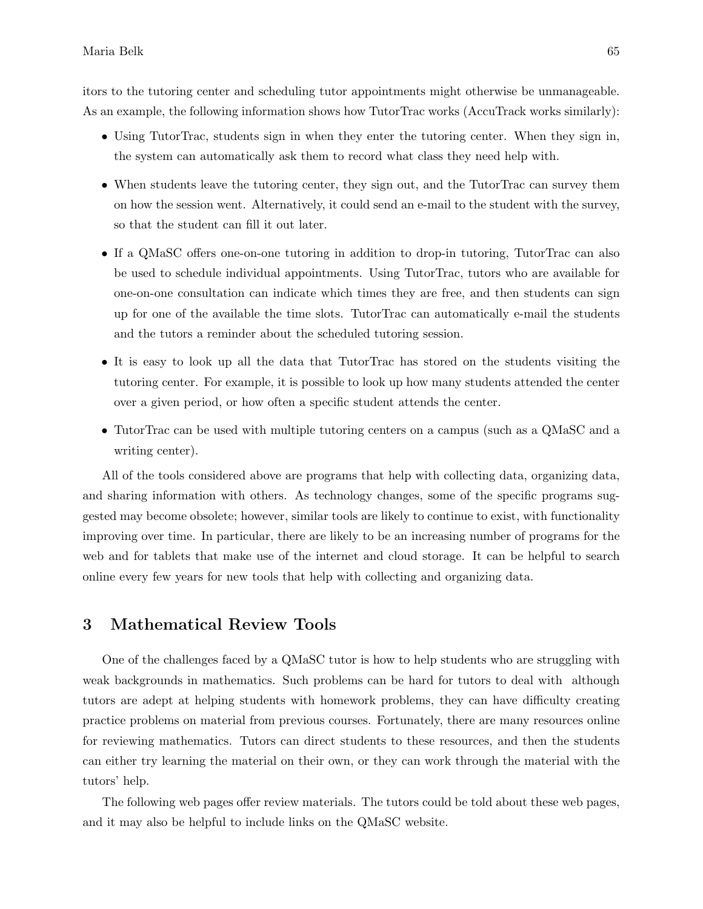itors to the tutoring center and scheduling tutor appointments might otherwise be unmanageable. As an example, the following information shows how TutorTrac works (AccuTrack works similarly):

- Using TutorTrac, students sign in when they enter the tutoring center. When they sign in, the system can automatically ask them to record what class they need help with.
- When students leave the tutoring center, they sign out, and the TutorTrac can survey them on how the session went. Alternatively, it could send an e-mail to the student with the survey, so that the student can fill it out later.
- If a QMaSC offers one-on-one tutoring in addition to drop-in tutoring, TutorTrac can also be used to schedule individual appointments. Using TutorTrac, tutors who are available for one-on-one consultation can indicate which times they are free, and then students can sign up for one of the available the time slots. TutorTrac can automatically e-mail the students and the tutors a reminder about the scheduled tutoring session.
- It is easy to look up all the data that TutorTrac has stored on the students visiting the tutoring center. For example, it is possible to look up how many students attended the center over a given period, or how often a specific student attends the center.
- TutorTrac can be used with multiple tutoring centers on a campus (such as a QMaSC and a writing center).

All of the tools considered above are programs that help with collecting data, organizing data, and sharing information with others. As technology changes, some of the specific programs suggested may become obsolete; however, similar tools are likely to continue to exist, with functionality improving over time. In particular, there are likely to be an increasing number of programs for the web and for tablets that make use of the internet and cloud storage. It can be helpful to search online every few years for new tools that help with collecting and organizing data.

## 3 Mathematical Review Tools

One of the challenges faced by a QMaSC tutor is how to help students who are struggling with weak backgrounds in mathematics. Such problems can be hard for tutors to deal with although tutors are adept at helping students with homework problems, they can have difficulty creating practice problems on material from previous courses. Fortunately, there are many resources online for reviewing mathematics. Tutors can direct students to these resources, and then the students can either try learning the material on their own, or they can work through the material with the tutors' help.

The following web pages offer review materials. The tutors could be told about these web pages, and it may also be helpful to include links on the QMaSC website.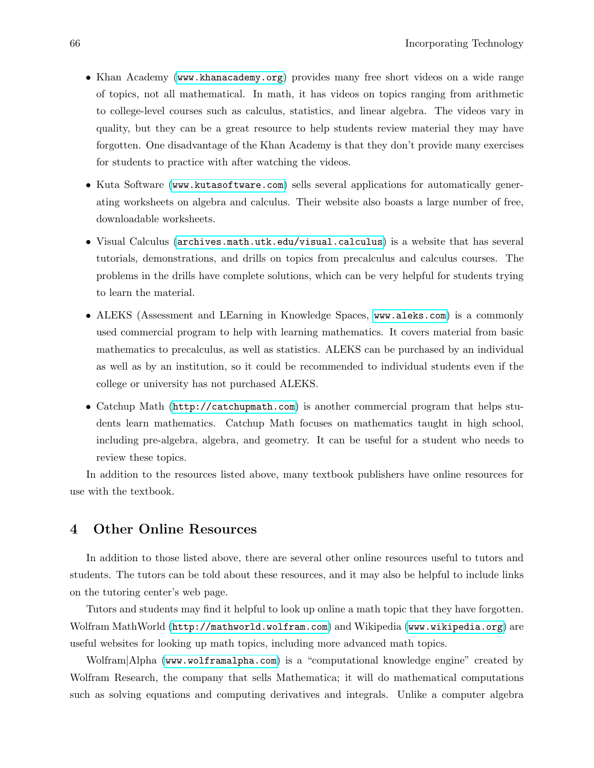- Khan Academy (www.khanacademy.org) provides many free short videos on a wide range of topics, not all mathematical. In math, it has videos on topics ranging from arithmetic to college-level courses such as calculus, statistics, and linear algebra. The videos vary in quality, but they can be a great resource to help students review material they may have forgotten. One disadvantage of the Khan Academy is that they don't provide many exercises for students to practice with after watching the videos.

- Kuta Software (www.kutasoftware.com) sells several applications for automatically generating worksheets on algebra and calculus. Their website also boasts a large number of free, downloadable worksheets.

- Visual Calculus (archives.math.utk.edu/visual.calculus) is a website that has several tutorials, demonstrations, and drills on topics from precalculus and calculus courses. The problems in the drills have complete solutions, which can be very helpful for students trying to learn the material.

- ALEKS (Assessment and LEarning in Knowledge Spaces, www.aleks.com) is a commonly used commercial program to help with learning mathematics. It covers material from basic mathematics to precalculus, as well as statistics. ALEKS can be purchased by an individual as well as by an institution, so it could be recommended to individual students even if the college or university has not purchased ALEKS.

- Catchup Math (http://catchupmath.com) is another commercial program that helps students learn mathematics. Catchup Math focuses on mathematics taught in high school, including pre-algebra, algebra, and geometry. It can be useful for a student who needs to review these topics.

In addition to the resources listed above, many textbook publishers have online resources for use with the textbook.

## 4 Other Online Resources

In addition to those listed above, there are several other online resources useful to tutors and students. The tutors can be told about these resources, and it may also be helpful to include links on the tutoring center's web page.

Tutors and students may find it helpful to look up online a math topic that they have forgotten. Wolfram MathWorld (http://mathworld.wolfram.com) and Wikipedia (www.wikipedia.org) are useful websites for looking up math topics, including more advanced math topics.

Wolfram|Alpha (www.wolframalpha.com) is a "computational knowledge engine" created by Wolfram Research, the company that sells Mathematica; it will do mathematical computations such as solving equations and computing derivatives and integrals. Unlike a computer algebra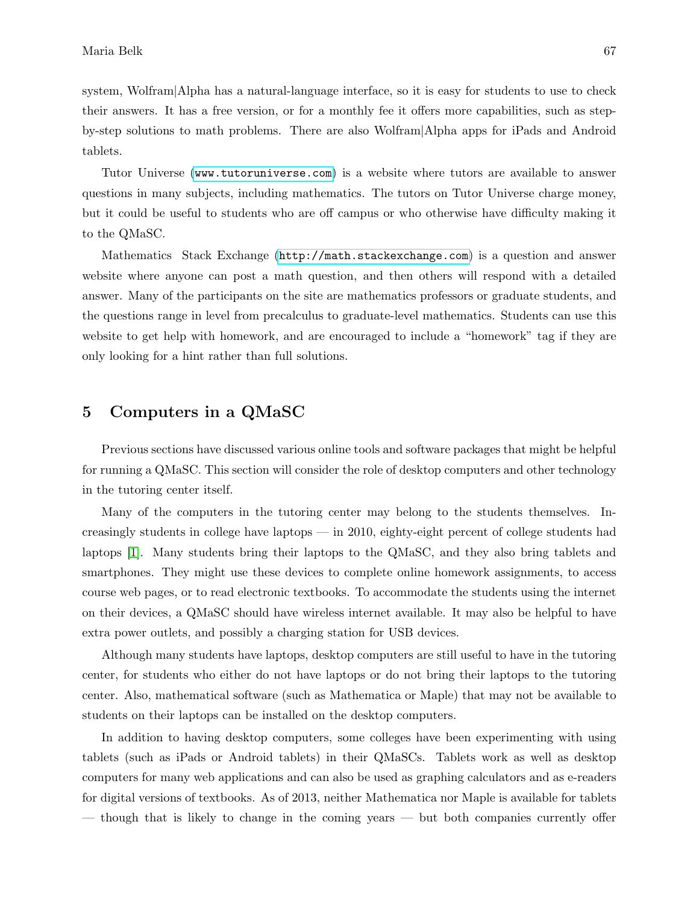system, Wolfram|Alpha has a natural-language interface, so it is easy for students to use to check their answers. It has a free version, or for a monthly fee it offers more capabilities, such as step-by-step solutions to math problems. There are also Wolfram|Alpha apps for iPads and Android tablets.

Tutor Universe (`www.tutoruniverse.com`) is a website where tutors are available to answer questions in many subjects, including mathematics. The tutors on Tutor Universe charge money, but it could be useful to students who are off campus or who otherwise have difficulty making it to the QMaSC.

Mathematics Stack Exchange (`http://math.stackexchange.com`) is a question and answer website where anyone can post a math question, and then others will respond with a detailed answer. Many of the participants on the site are mathematics professors or graduate students, and the questions range in level from precalculus to graduate-level mathematics. Students can use this website to get help with homework, and are encouraged to include a "homework" tag if they are only looking for a hint rather than full solutions.

## 5 Computers in a QMaSC

Previous sections have discussed various online tools and software packages that might be helpful for running a QMaSC. This section will consider the role of desktop computers and other technology in the tutoring center itself.

Many of the computers in the tutoring center may belong to the students themselves. Increasingly students in college have laptops — in 2010, eighty-eight percent of college students had laptops [1]. Many students bring their laptops to the QMaSC, and they also bring tablets and smartphones. They might use these devices to complete online homework assignments, to access course web pages, or to read electronic textbooks. To accommodate the students using the internet on their devices, a QMaSC should have wireless internet available. It may also be helpful to have extra power outlets, and possibly a charging station for USB devices.

Although many students have laptops, desktop computers are still useful to have in the tutoring center, for students who either do not have laptops or do not bring their laptops to the tutoring center. Also, mathematical software (such as Mathematica or Maple) that may not be available to students on their laptops can be installed on the desktop computers.

In addition to having desktop computers, some colleges have been experimenting with using tablets (such as iPads or Android tablets) in their QMaSCs. Tablets work as well as desktop computers for many web applications and can also be used as graphing calculators and as e-readers for digital versions of textbooks. As of 2013, neither Mathematica nor Maple is available for tablets — though that is likely to change in the coming years — but both companies currently offer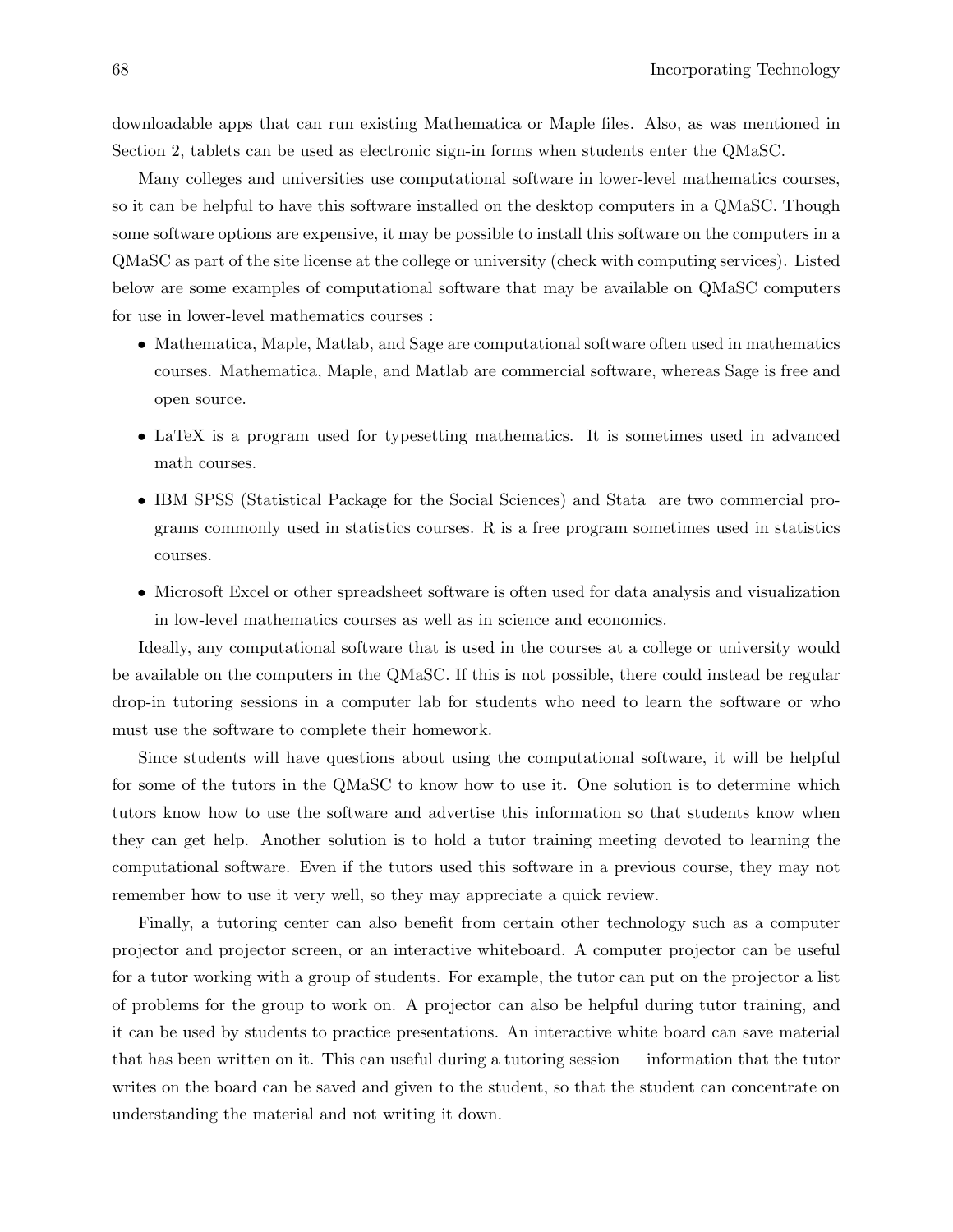downloadable apps that can run existing Mathematica or Maple files. Also, as was mentioned in Section 2, tablets can be used as electronic sign-in forms when students enter the QMaSC.

Many colleges and universities use computational software in lower-level mathematics courses, so it can be helpful to have this software installed on the desktop computers in a QMaSC. Though some software options are expensive, it may be possible to install this software on the computers in a QMaSC as part of the site license at the college or university (check with computing services). Listed below are some examples of computational software that may be available on QMaSC computers for use in lower-level mathematics courses :

- Mathematica, Maple, Matlab, and Sage are computational software often used in mathematics courses. Mathematica, Maple, and Matlab are commercial software, whereas Sage is free and open source.
- LaTeX is a program used for typesetting mathematics. It is sometimes used in advanced math courses.
- IBM SPSS (Statistical Package for the Social Sciences) and Stata are two commercial programs commonly used in statistics courses. R is a free program sometimes used in statistics courses.
- Microsoft Excel or other spreadsheet software is often used for data analysis and visualization in low-level mathematics courses as well as in science and economics.

Ideally, any computational software that is used in the courses at a college or university would be available on the computers in the QMaSC. If this is not possible, there could instead be regular drop-in tutoring sessions in a computer lab for students who need to learn the software or who must use the software to complete their homework.

Since students will have questions about using the computational software, it will be helpful for some of the tutors in the QMaSC to know how to use it. One solution is to determine which tutors know how to use the software and advertise this information so that students know when they can get help. Another solution is to hold a tutor training meeting devoted to learning the computational software. Even if the tutors used this software in a previous course, they may not remember how to use it very well, so they may appreciate a quick review.

Finally, a tutoring center can also benefit from certain other technology such as a computer projector and projector screen, or an interactive whiteboard. A computer projector can be useful for a tutor working with a group of students. For example, the tutor can put on the projector a list of problems for the group to work on. A projector can also be helpful during tutor training, and it can be used by students to practice presentations. An interactive white board can save material that has been written on it. This can useful during a tutoring session — information that the tutor writes on the board can be saved and given to the student, so that the student can concentrate on understanding the material and not writing it down.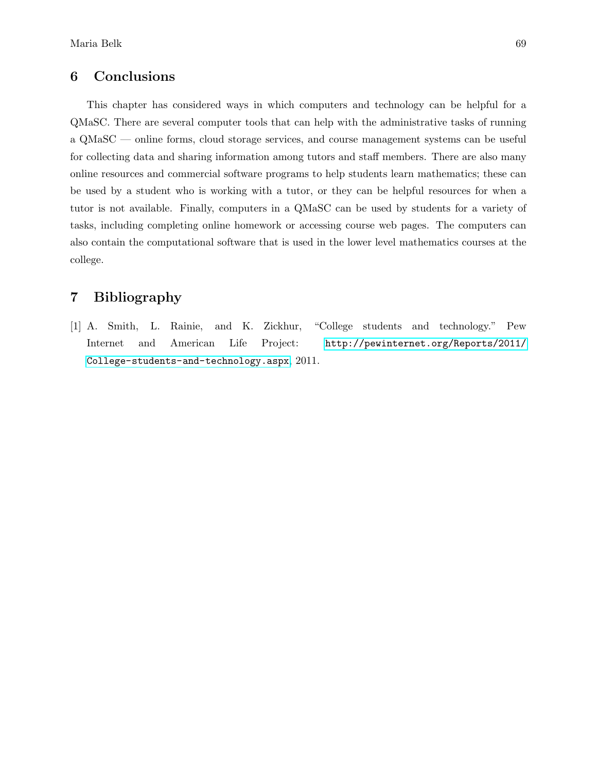## 6 Conclusions

This chapter has considered ways in which computers and technology can be helpful for a QMaSC. There are several computer tools that can help with the administrative tasks of running a QMaSC — online forms, cloud storage services, and course management systems can be useful for collecting data and sharing information among tutors and staff members. There are also many online resources and commercial software programs to help students learn mathematics; these can be used by a student who is working with a tutor, or they can be helpful resources for when a tutor is not available. Finally, computers in a QMaSC can be used by students for a variety of tasks, including completing online homework or accessing course web pages. The computers can also contain the computational software that is used in the lower level mathematics courses at the college.

## 7 Bibliography

[1] A. Smith, L. Rainie, and K. Zickhur, "College students and technology." Pew Internet and American Life Project: http://pewinternet.org/Reports/2011/College-students-and-technology.aspx, 2011.